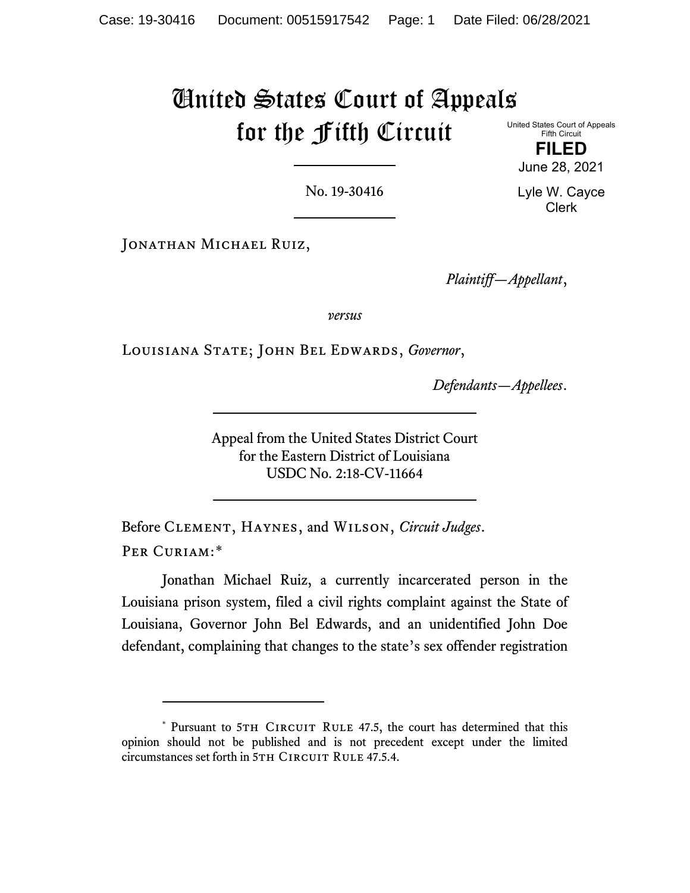# United States Court of Appeals for the Fifth Circuit

United States Court of Appeals
Fifth Circuit

**FILED**

June 28, 2021

Lyle W. Cayce
Clerk

No. 19-30416

Jonathan Michael Ruiz,

*Plaintiff—Appellant*,

*versus*

Louisiana State; John Bel Edwards, *Governor*,

*Defendants—Appellees*.

Appeal from the United States District Court
for the Eastern District of Louisiana
USDC No. 2:18-CV-11664

Before Clement, Haynes, and Wilson, *Circuit Judges*.

Per Curiam:*

Jonathan Michael Ruiz, a currently incarcerated person in the Louisiana prison system, filed a civil rights complaint against the State of Louisiana, Governor John Bel Edwards, and an unidentified John Doe defendant, complaining that changes to the state's sex offender registration

---

\* Pursuant to 5th Circuit Rule 47.5, the court has determined that this opinion should not be published and is not precedent except under the limited circumstances set forth in 5th Circuit Rule 47.5.4.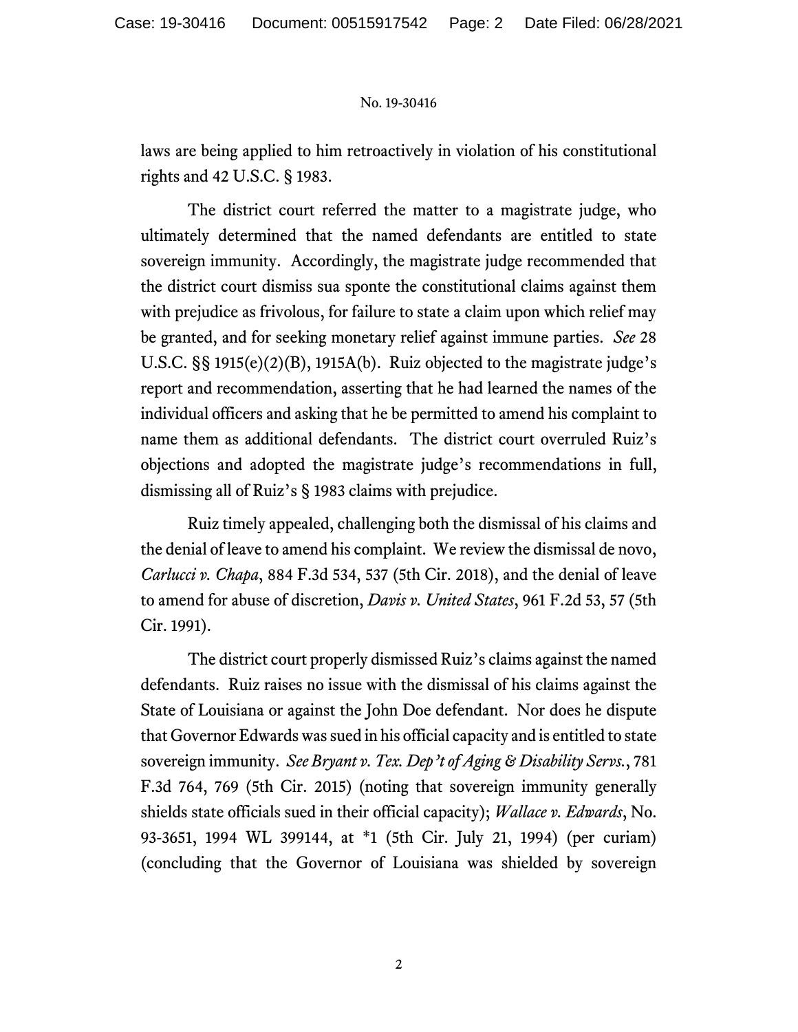laws are being applied to him retroactively in violation of his constitutional rights and 42 U.S.C. § 1983.

The district court referred the matter to a magistrate judge, who ultimately determined that the named defendants are entitled to state sovereign immunity. Accordingly, the magistrate judge recommended that the district court dismiss sua sponte the constitutional claims against them with prejudice as frivolous, for failure to state a claim upon which relief may be granted, and for seeking monetary relief against immune parties. *See* 28 U.S.C. §§ 1915(e)(2)(B), 1915A(b). Ruiz objected to the magistrate judge's report and recommendation, asserting that he had learned the names of the individual officers and asking that he be permitted to amend his complaint to name them as additional defendants. The district court overruled Ruiz's objections and adopted the magistrate judge's recommendations in full, dismissing all of Ruiz's § 1983 claims with prejudice.

Ruiz timely appealed, challenging both the dismissal of his claims and the denial of leave to amend his complaint. We review the dismissal de novo, *Carlucci v. Chapa*, 884 F.3d 534, 537 (5th Cir. 2018), and the denial of leave to amend for abuse of discretion, *Davis v. United States*, 961 F.2d 53, 57 (5th Cir. 1991).

The district court properly dismissed Ruiz's claims against the named defendants. Ruiz raises no issue with the dismissal of his claims against the State of Louisiana or against the John Doe defendant. Nor does he dispute that Governor Edwards was sued in his official capacity and is entitled to state sovereign immunity. *See Bryant v. Tex. Dep't of Aging & Disability Servs.*, 781 F.3d 764, 769 (5th Cir. 2015) (noting that sovereign immunity generally shields state officials sued in their official capacity); *Wallace v. Edwards*, No. 93-3651, 1994 WL 399144, at *1 (5th Cir. July 21, 1994) (per curiam) (concluding that the Governor of Louisiana was shielded by sovereign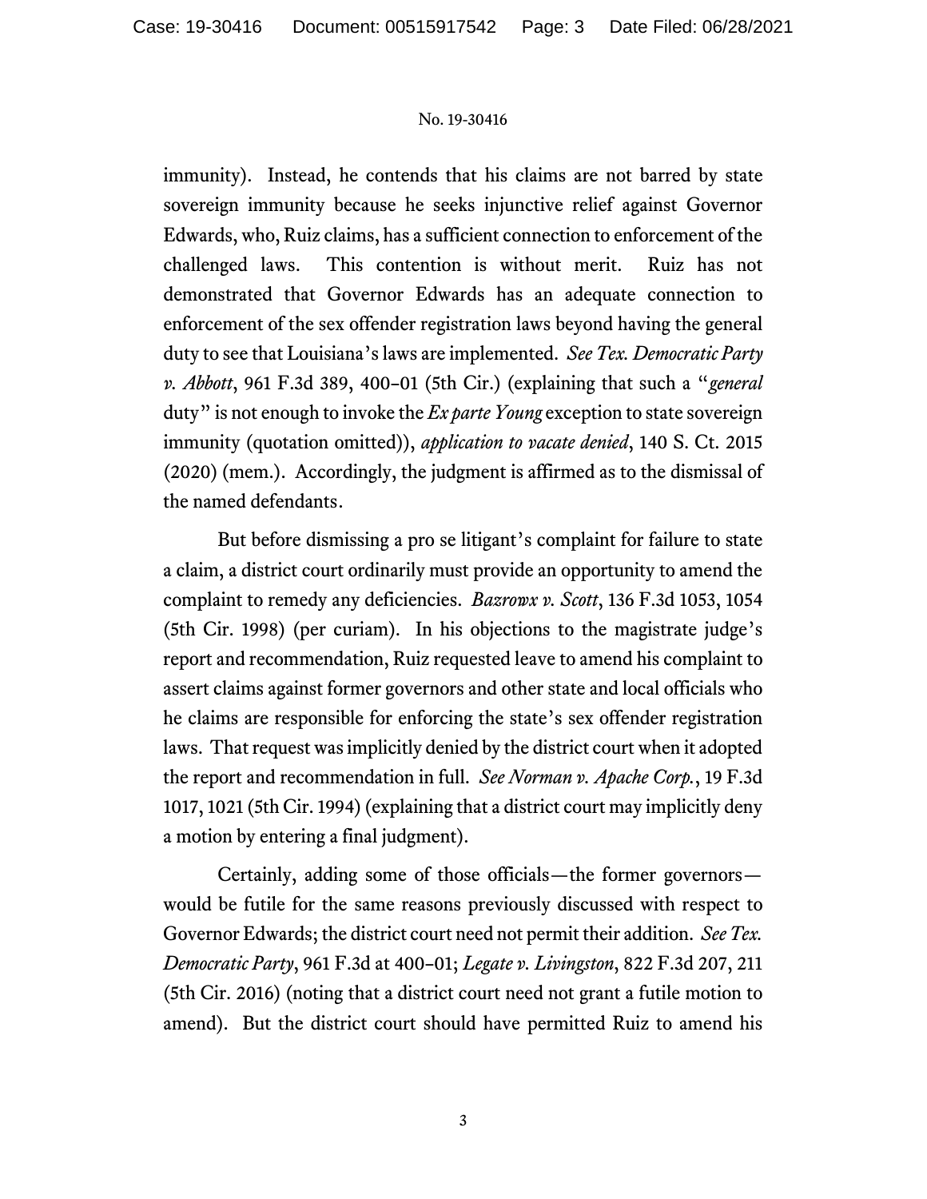immunity). Instead, he contends that his claims are not barred by state sovereign immunity because he seeks injunctive relief against Governor Edwards, who, Ruiz claims, has a sufficient connection to enforcement of the challenged laws. This contention is without merit. Ruiz has not demonstrated that Governor Edwards has an adequate connection to enforcement of the sex offender registration laws beyond having the general duty to see that Louisiana's laws are implemented. *See Tex. Democratic Party v. Abbott*, 961 F.3d 389, 400–01 (5th Cir.) (explaining that such a "*general* duty" is not enough to invoke the *Ex parte Young* exception to state sovereign immunity (quotation omitted)), *application to vacate denied*, 140 S. Ct. 2015 (2020) (mem.). Accordingly, the judgment is affirmed as to the dismissal of the named defendants.

But before dismissing a pro se litigant's complaint for failure to state a claim, a district court ordinarily must provide an opportunity to amend the complaint to remedy any deficiencies. *Bazrowx v. Scott*, 136 F.3d 1053, 1054 (5th Cir. 1998) (per curiam). In his objections to the magistrate judge's report and recommendation, Ruiz requested leave to amend his complaint to assert claims against former governors and other state and local officials who he claims are responsible for enforcing the state's sex offender registration laws. That request was implicitly denied by the district court when it adopted the report and recommendation in full. *See Norman v. Apache Corp.*, 19 F.3d 1017, 1021 (5th Cir. 1994) (explaining that a district court may implicitly deny a motion by entering a final judgment).

Certainly, adding some of those officials—the former governors—would be futile for the same reasons previously discussed with respect to Governor Edwards; the district court need not permit their addition. *See Tex. Democratic Party*, 961 F.3d at 400–01; *Legate v. Livingston*, 822 F.3d 207, 211 (5th Cir. 2016) (noting that a district court need not grant a futile motion to amend). But the district court should have permitted Ruiz to amend his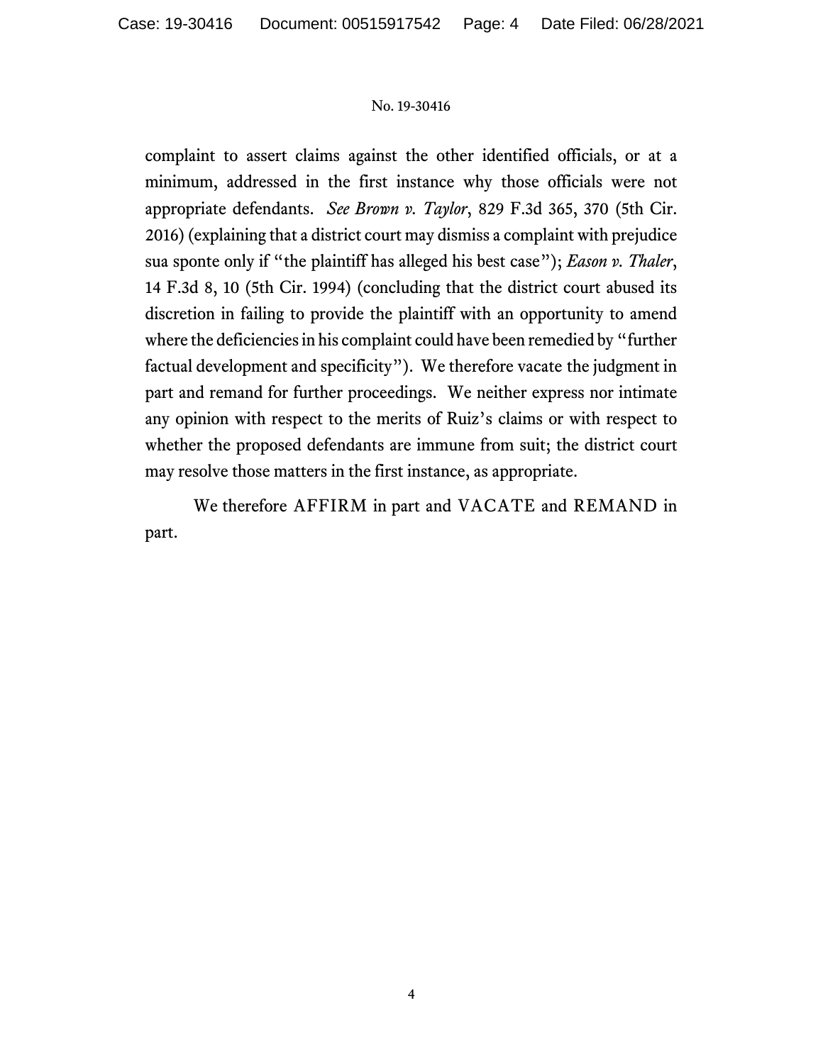complaint to assert claims against the other identified officials, or at a minimum, addressed in the first instance why those officials were not appropriate defendants. *See Brown v. Taylor*, 829 F.3d 365, 370 (5th Cir. 2016) (explaining that a district court may dismiss a complaint with prejudice sua sponte only if "the plaintiff has alleged his best case"); *Eason v. Thaler*, 14 F.3d 8, 10 (5th Cir. 1994) (concluding that the district court abused its discretion in failing to provide the plaintiff with an opportunity to amend where the deficiencies in his complaint could have been remedied by "further factual development and specificity"). We therefore vacate the judgment in part and remand for further proceedings. We neither express nor intimate any opinion with respect to the merits of Ruiz's claims or with respect to whether the proposed defendants are immune from suit; the district court may resolve those matters in the first instance, as appropriate.

We therefore AFFIRM in part and VACATE and REMAND in part.